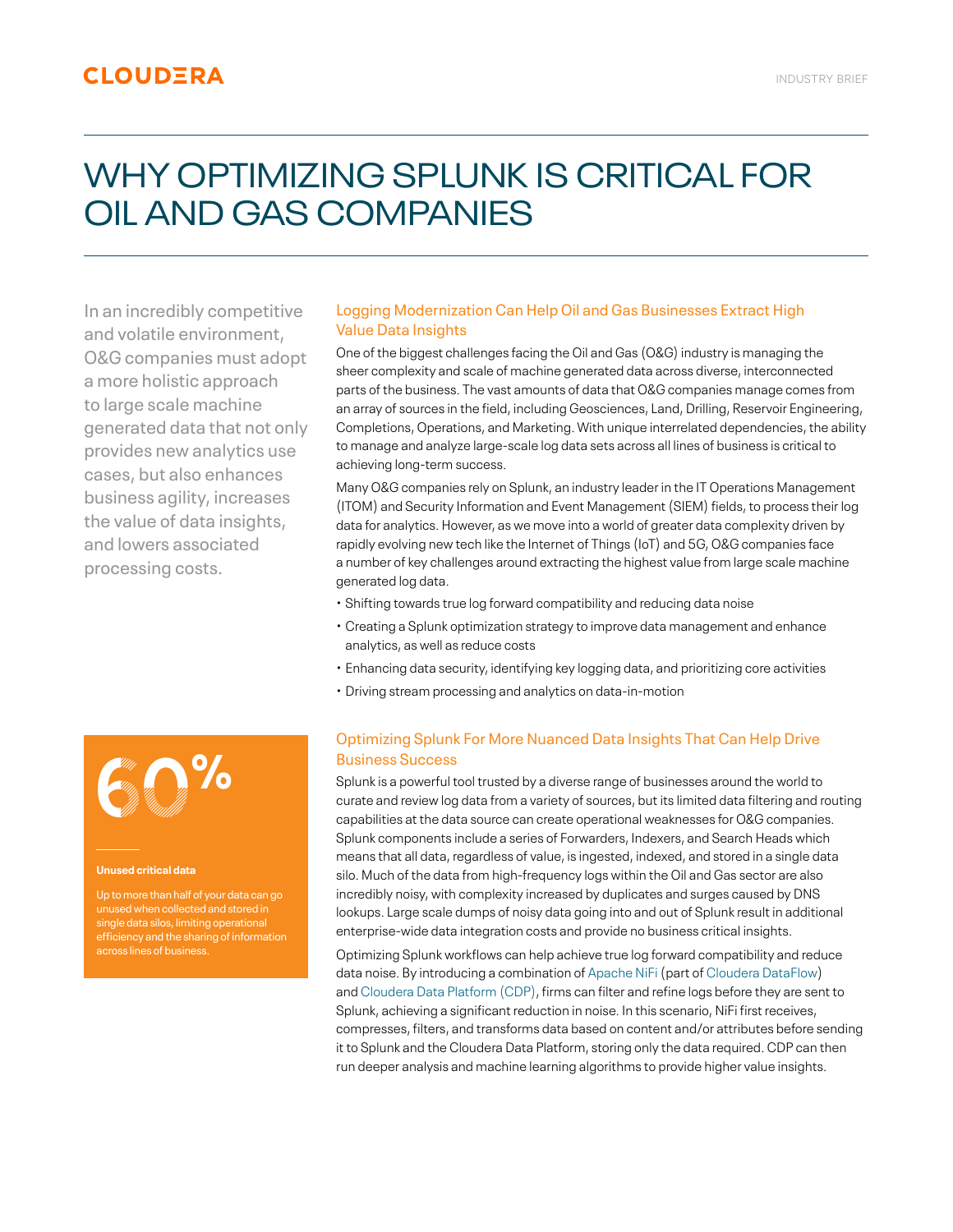CLOUDERA

INDUSTRY BRIEF

# WHY OPTIMIZING SPLUNK IS CRITICAL FOR OIL AND GAS COMPANIES

In an incredibly competitive and volatile environment, O&G companies must adopt a more holistic approach to large scale machine generated data that not only provides new analytics use cases, but also enhances business agility, increases the value of data insights, and lowers associated processing costs.

## Logging Modernization Can Help Oil and Gas Businesses Extract High Value Data Insights

One of the biggest challenges facing the Oil and Gas (O&G) industry is managing the sheer complexity and scale of machine generated data across diverse, interconnected parts of the business. The vast amounts of data that O&G companies manage comes from an array of sources in the field, including Geosciences, Land, Drilling, Reservoir Engineering, Completions, Operations, and Marketing. With unique interrelated dependencies, the ability to manage and analyze large-scale log data sets across all lines of business is critical to achieving long-term success.

Many O&G companies rely on Splunk, an industry leader in the IT Operations Management (ITOM) and Security Information and Event Management (SIEM) fields, to process their log data for analytics. However, as we move into a world of greater data complexity driven by rapidly evolving new tech like the Internet of Things (IoT) and 5G, O&G companies face a number of key challenges around extracting the highest value from large scale machine generated log data.

- Shifting towards true log forward compatibility and reducing data noise
- Creating a Splunk optimization strategy to improve data management and enhance analytics, as well as reduce costs
- Enhancing data security, identifying key logging data, and prioritizing core activities
- Driving stream processing and analytics on data-in-motion

**60%**

**Unused critical data**

Up to more than half of your data can go unused when collected and stored in single data silos, limiting operational efficiency and the sharing of information across lines of business.

## Optimizing Splunk For More Nuanced Data Insights That Can Help Drive Business Success

Splunk is a powerful tool trusted by a diverse range of businesses around the world to curate and review log data from a variety of sources, but its limited data filtering and routing capabilities at the data source can create operational weaknesses for O&G companies. Splunk components include a series of Forwarders, Indexers, and Search Heads which means that all data, regardless of value, is ingested, indexed, and stored in a single data silo. Much of the data from high-frequency logs within the Oil and Gas sector are also incredibly noisy, with complexity increased by duplicates and surges caused by DNS lookups. Large scale dumps of noisy data going into and out of Splunk result in additional enterprise-wide data integration costs and provide no business critical insights.

Optimizing Splunk workflows can help achieve true log forward compatibility and reduce data noise. By introducing a combination of Apache NiFi (part of Cloudera DataFlow) and Cloudera Data Platform (CDP), firms can filter and refine logs before they are sent to Splunk, achieving a significant reduction in noise. In this scenario, NiFi first receives, compresses, filters, and transforms data based on content and/or attributes before sending it to Splunk and the Cloudera Data Platform, storing only the data required. CDP can then run deeper analysis and machine learning algorithms to provide higher value insights.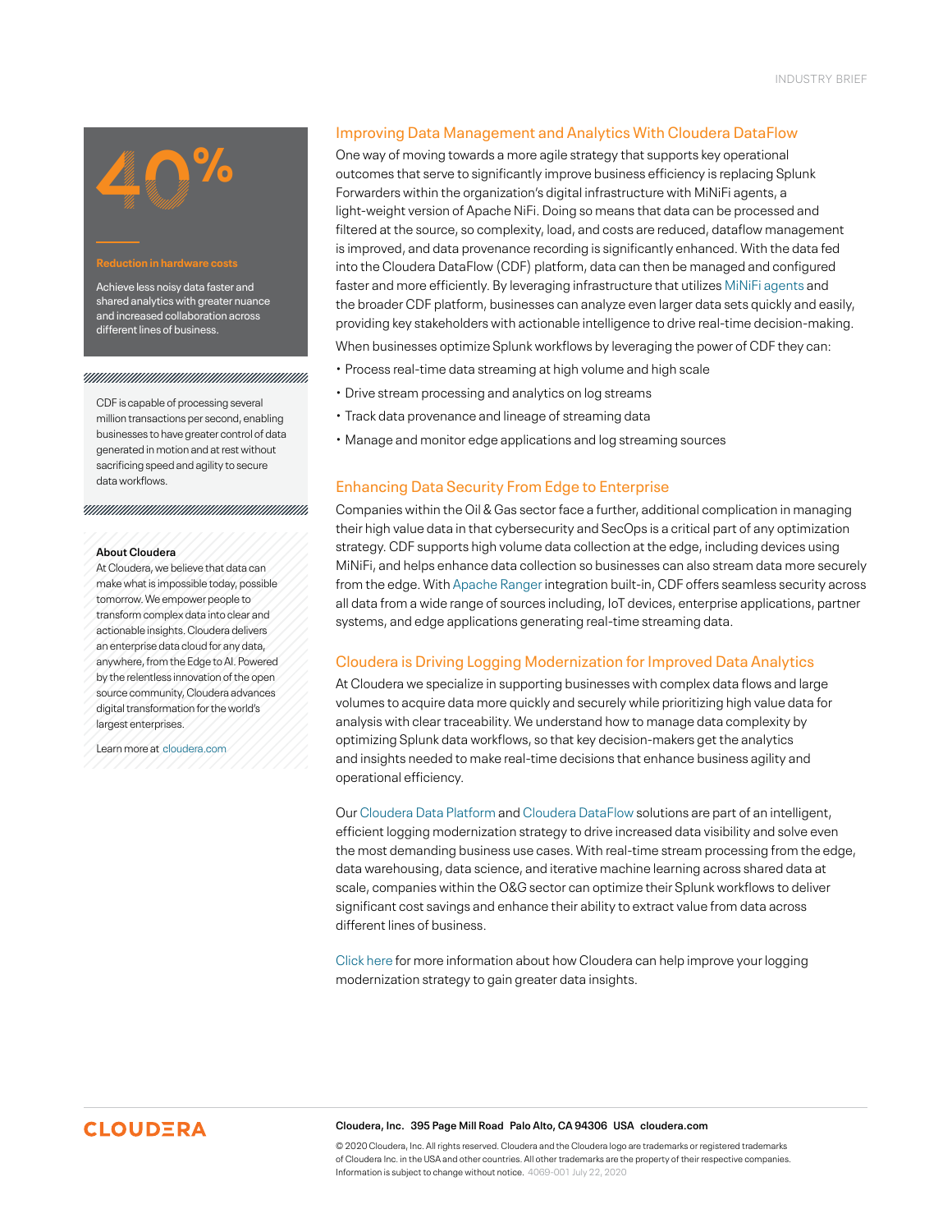**40%**

**Reduction in hardware costs**

Achieve less noisy data faster and shared analytics with greater nuance and increased collaboration across different lines of business.

CDF is capable of processing several million transactions per second, enabling businesses to have greater control of data generated in motion and at rest without sacrificing speed and agility to secure data workflows.

**About Cloudera**

At Cloudera, we believe that data can make what is impossible today, possible tomorrow. We empower people to transform complex data into clear and actionable insights. Cloudera delivers an enterprise data cloud for any data, anywhere, from the Edge to AI. Powered by the relentless innovation of the open source community, Cloudera advances digital transformation for the world's largest enterprises.

Learn more at cloudera.com

## Improving Data Management and Analytics With Cloudera DataFlow

One way of moving towards a more agile strategy that supports key operational outcomes that serve to significantly improve business efficiency is replacing Splunk Forwarders within the organization's digital infrastructure with MiNiFi agents, a light-weight version of Apache NiFi. Doing so means that data can be processed and filtered at the source, so complexity, load, and costs are reduced, dataflow management is improved, and data provenance recording is significantly enhanced. With the data fed into the Cloudera DataFlow (CDF) platform, data can then be managed and configured faster and more efficiently. By leveraging infrastructure that utilizes MiNiFi agents and the broader CDF platform, businesses can analyze even larger data sets quickly and easily, providing key stakeholders with actionable intelligence to drive real-time decision-making.

When businesses optimize Splunk workflows by leveraging the power of CDF they can:

- Process real-time data streaming at high volume and high scale
- Drive stream processing and analytics on log streams
- Track data provenance and lineage of streaming data
- Manage and monitor edge applications and log streaming sources

## Enhancing Data Security From Edge to Enterprise

Companies within the Oil & Gas sector face a further, additional complication in managing their high value data in that cybersecurity and SecOps is a critical part of any optimization strategy. CDF supports high volume data collection at the edge, including devices using MiNiFi, and helps enhance data collection so businesses can also stream data more securely from the edge. With Apache Ranger integration built-in, CDF offers seamless security across all data from a wide range of sources including, IoT devices, enterprise applications, partner systems, and edge applications generating real-time streaming data.

## Cloudera is Driving Logging Modernization for Improved Data Analytics

At Cloudera we specialize in supporting businesses with complex data flows and large volumes to acquire data more quickly and securely while prioritizing high value data for analysis with clear traceability. We understand how to manage data complexity by optimizing Splunk data workflows, so that key decision-makers get the analytics and insights needed to make real-time decisions that enhance business agility and operational efficiency.

Our Cloudera Data Platform and Cloudera DataFlow solutions are part of an intelligent, efficient logging modernization strategy to drive increased data visibility and solve even the most demanding business use cases. With real-time stream processing from the edge, data warehousing, data science, and iterative machine learning across shared data at scale, companies within the O&G sector can optimize their Splunk workflows to deliver significant cost savings and enhance their ability to extract value from data across different lines of business.

Click here for more information about how Cloudera can help improve your logging modernization strategy to gain greater data insights.

**Cloudera, Inc. 395 Page Mill Road Palo Alto, CA 94306 USA cloudera.com**

© 2020 Cloudera, Inc. All rights reserved. Cloudera and the Cloudera logo are trademarks or registered trademarks of Cloudera Inc. in the USA and other countries. All other trademarks are the property of their respective companies. Information is subject to change without notice. 4069-001 July 22, 2020